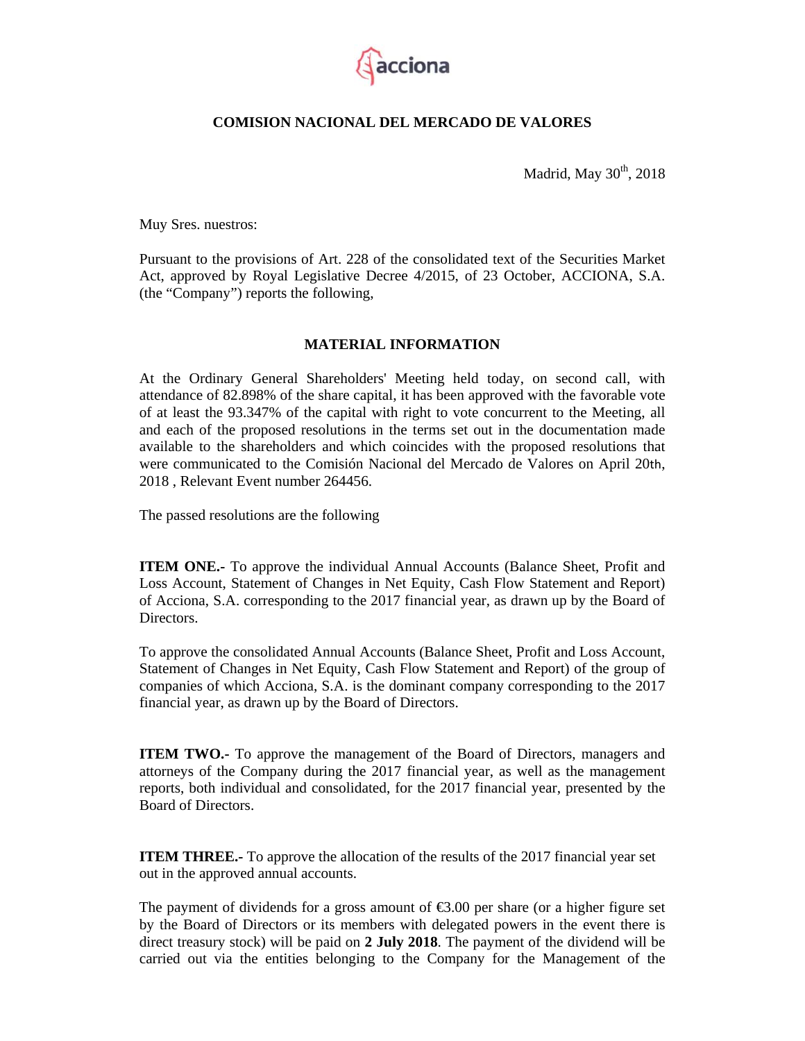## COMISION NACIONAL DEL MERCADO DE VALORES

Madrid, May 30th, 2018

Muy Sres. nuestros:

Pursuant to the provisions of Art. 228 of the consolidated text of the Securities Market Act, approved by Royal Legislative Decree 4/2015, of 23 October, ACCIONA, S.A. (the "Company") reports the following,

### MATERIAL INFORMATION

At the Ordinary General Shareholders' Meeting held today, on second call, with attendance of 82.898% of the share capital, it has been approved with the favorable vote of at least the 93.347% of the capital with right to vote concurrent to the Meeting, all and each of the proposed resolutions in the terms set out in the documentation made available to the shareholders and which coincides with the proposed resolutions that were communicated to the Comisión Nacional del Mercado de Valores on April 20th, 2018 , Relevant Event number 264456.

The passed resolutions are the following

**ITEM ONE.-** To approve the individual Annual Accounts (Balance Sheet, Profit and Loss Account, Statement of Changes in Net Equity, Cash Flow Statement and Report) of Acciona, S.A. corresponding to the 2017 financial year, as drawn up by the Board of Directors.

To approve the consolidated Annual Accounts (Balance Sheet, Profit and Loss Account, Statement of Changes in Net Equity, Cash Flow Statement and Report) of the group of companies of which Acciona, S.A. is the dominant company corresponding to the 2017 financial year, as drawn up by the Board of Directors.

**ITEM TWO.-** To approve the management of the Board of Directors, managers and attorneys of the Company during the 2017 financial year, as well as the management reports, both individual and consolidated, for the 2017 financial year, presented by the Board of Directors.

**ITEM THREE.-** To approve the allocation of the results of the 2017 financial year set out in the approved annual accounts.

The payment of dividends for a gross amount of €3.00 per share (or a higher figure set by the Board of Directors or its members with delegated powers in the event there is direct treasury stock) will be paid on **2 July 2018**. The payment of the dividend will be carried out via the entities belonging to the Company for the Management of the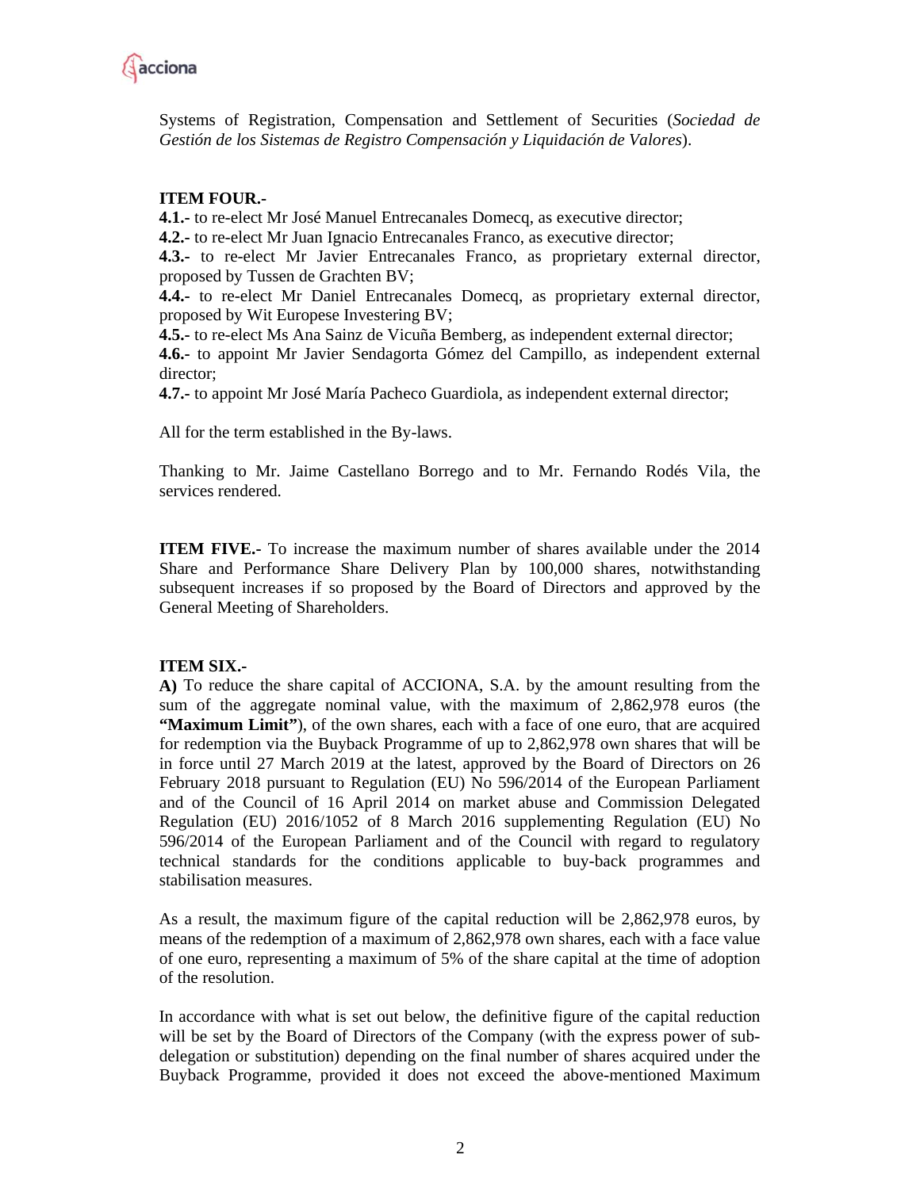Systems of Registration, Compensation and Settlement of Securities (*Sociedad de Gestión de los Sistemas de Registro Compensación y Liquidación de Valores*).

**ITEM FOUR.-**

**4.1.-** to re-elect Mr José Manuel Entrecanales Domecq, as executive director;

**4.2.-** to re-elect Mr Juan Ignacio Entrecanales Franco, as executive director;

**4.3.-** to re-elect Mr Javier Entrecanales Franco, as proprietary external director, proposed by Tussen de Grachten BV;

**4.4.-** to re-elect Mr Daniel Entrecanales Domecq, as proprietary external director, proposed by Wit Europese Investering BV;

**4.5.-** to re-elect Ms Ana Sainz de Vicuña Bemberg, as independent external director;

**4.6.-** to appoint Mr Javier Sendagorta Gómez del Campillo, as independent external director;

**4.7.-** to appoint Mr José María Pacheco Guardiola, as independent external director;

All for the term established in the By-laws.

Thanking to Mr. Jaime Castellano Borrego and to Mr. Fernando Rodés Vila, the services rendered.

**ITEM FIVE.-** To increase the maximum number of shares available under the 2014 Share and Performance Share Delivery Plan by 100,000 shares, notwithstanding subsequent increases if so proposed by the Board of Directors and approved by the General Meeting of Shareholders.

**ITEM SIX.-**

**A)** To reduce the share capital of ACCIONA, S.A. by the amount resulting from the sum of the aggregate nominal value, with the maximum of 2,862,978 euros (the **"Maximum Limit"**), of the own shares, each with a face of one euro, that are acquired for redemption via the Buyback Programme of up to 2,862,978 own shares that will be in force until 27 March 2019 at the latest, approved by the Board of Directors on 26 February 2018 pursuant to Regulation (EU) No 596/2014 of the European Parliament and of the Council of 16 April 2014 on market abuse and Commission Delegated Regulation (EU) 2016/1052 of 8 March 2016 supplementing Regulation (EU) No 596/2014 of the European Parliament and of the Council with regard to regulatory technical standards for the conditions applicable to buy-back programmes and stabilisation measures.

As a result, the maximum figure of the capital reduction will be 2,862,978 euros, by means of the redemption of a maximum of 2,862,978 own shares, each with a face value of one euro, representing a maximum of 5% of the share capital at the time of adoption of the resolution.

In accordance with what is set out below, the definitive figure of the capital reduction will be set by the Board of Directors of the Company (with the express power of sub-delegation or substitution) depending on the final number of shares acquired under the Buyback Programme, provided it does not exceed the above-mentioned Maximum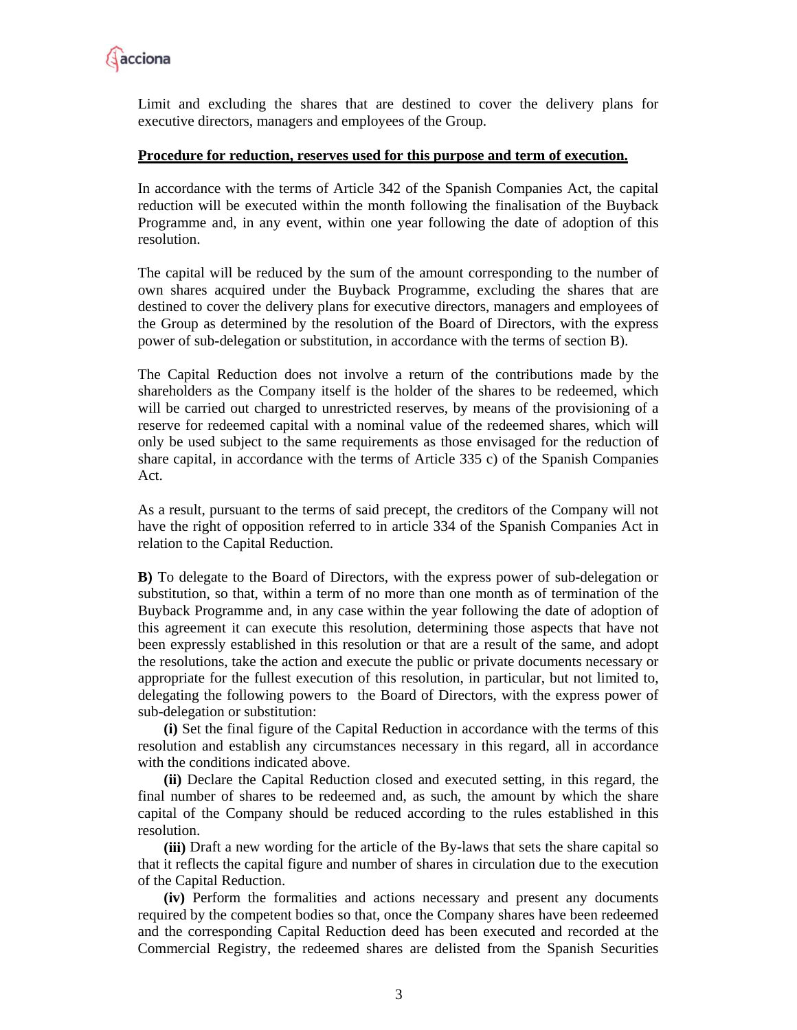Limit and excluding the shares that are destined to cover the delivery plans for executive directors, managers and employees of the Group.

**Procedure for reduction, reserves used for this purpose and term of execution.**

In accordance with the terms of Article 342 of the Spanish Companies Act, the capital reduction will be executed within the month following the finalisation of the Buyback Programme and, in any event, within one year following the date of adoption of this resolution.

The capital will be reduced by the sum of the amount corresponding to the number of own shares acquired under the Buyback Programme, excluding the shares that are destined to cover the delivery plans for executive directors, managers and employees of the Group as determined by the resolution of the Board of Directors, with the express power of sub-delegation or substitution, in accordance with the terms of section B).

The Capital Reduction does not involve a return of the contributions made by the shareholders as the Company itself is the holder of the shares to be redeemed, which will be carried out charged to unrestricted reserves, by means of the provisioning of a reserve for redeemed capital with a nominal value of the redeemed shares, which will only be used subject to the same requirements as those envisaged for the reduction of share capital, in accordance with the terms of Article 335 c) of the Spanish Companies Act.

As a result, pursuant to the terms of said precept, the creditors of the Company will not have the right of opposition referred to in article 334 of the Spanish Companies Act in relation to the Capital Reduction.

**B)** To delegate to the Board of Directors, with the express power of sub-delegation or substitution, so that, within a term of no more than one month as of termination of the Buyback Programme and, in any case within the year following the date of adoption of this agreement it can execute this resolution, determining those aspects that have not been expressly established in this resolution or that are a result of the same, and adopt the resolutions, take the action and execute the public or private documents necessary or appropriate for the fullest execution of this resolution, in particular, but not limited to, delegating the following powers to the Board of Directors, with the express power of sub-delegation or substitution:

**(i)** Set the final figure of the Capital Reduction in accordance with the terms of this resolution and establish any circumstances necessary in this regard, all in accordance with the conditions indicated above.

**(ii)** Declare the Capital Reduction closed and executed setting, in this regard, the final number of shares to be redeemed and, as such, the amount by which the share capital of the Company should be reduced according to the rules established in this resolution.

**(iii)** Draft a new wording for the article of the By-laws that sets the share capital so that it reflects the capital figure and number of shares in circulation due to the execution of the Capital Reduction.

**(iv)** Perform the formalities and actions necessary and present any documents required by the competent bodies so that, once the Company shares have been redeemed and the corresponding Capital Reduction deed has been executed and recorded at the Commercial Registry, the redeemed shares are delisted from the Spanish Securities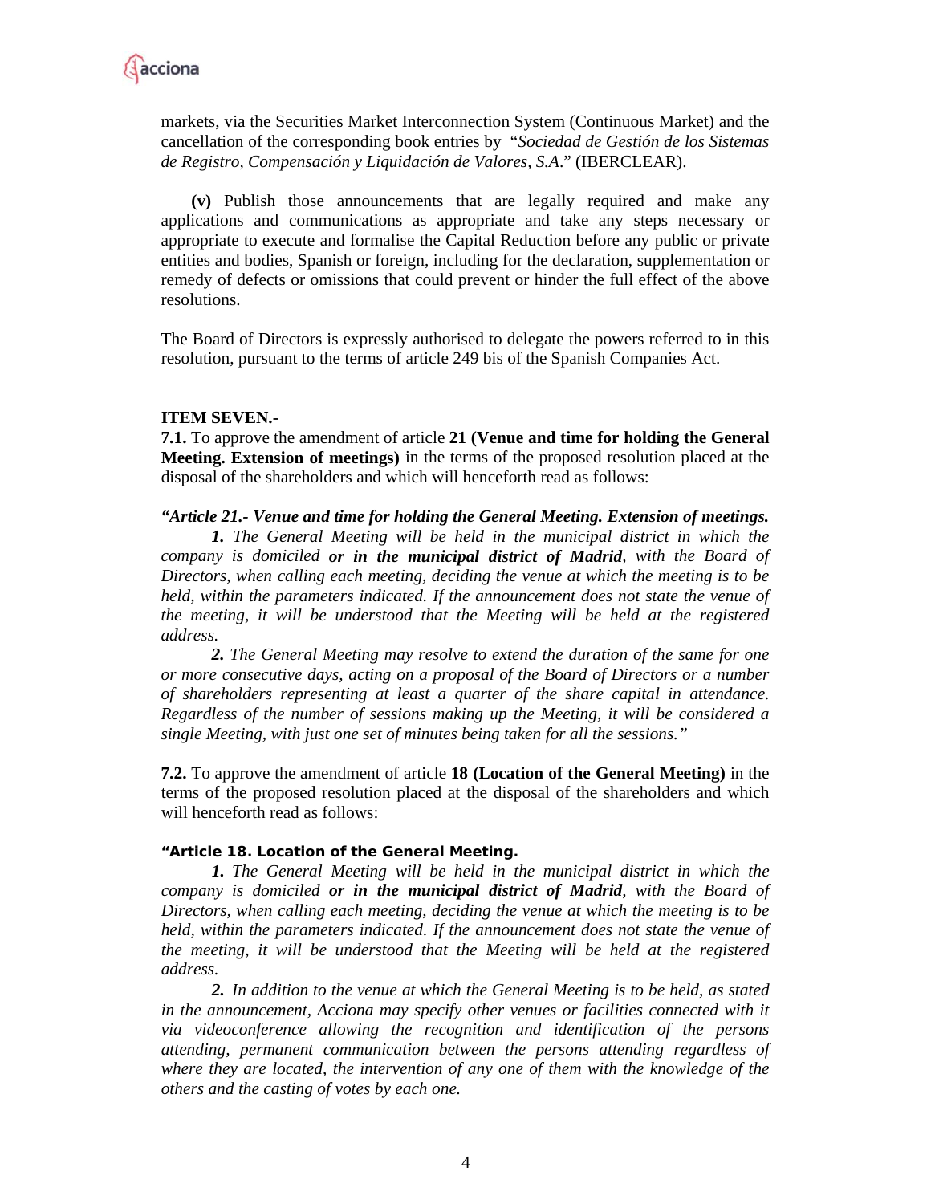markets, via the Securities Market Interconnection System (Continuous Market) and the cancellation of the corresponding book entries by "*Sociedad de Gestión de los Sistemas de Registro, Compensación y Liquidación de Valores, S.A.*" (IBERCLEAR).

**(v)** Publish those announcements that are legally required and make any applications and communications as appropriate and take any steps necessary or appropriate to execute and formalise the Capital Reduction before any public or private entities and bodies, Spanish or foreign, including for the declaration, supplementation or remedy of defects or omissions that could prevent or hinder the full effect of the above resolutions.

The Board of Directors is expressly authorised to delegate the powers referred to in this resolution, pursuant to the terms of article 249 bis of the Spanish Companies Act.

**ITEM SEVEN.-**

**7.1.** To approve the amendment of article **21 (Venue and time for holding the General Meeting. Extension of meetings)** in the terms of the proposed resolution placed at the disposal of the shareholders and which will henceforth read as follows:

***"Article 21.- Venue and time for holding the General Meeting. Extension of meetings.***

***1.*** *The General Meeting will be held in the municipal district in which the company is domiciled* ***or in the municipal district of Madrid****, with the Board of Directors, when calling each meeting, deciding the venue at which the meeting is to be held, within the parameters indicated. If the announcement does not state the venue of the meeting, it will be understood that the Meeting will be held at the registered address.*

***2.*** *The General Meeting may resolve to extend the duration of the same for one or more consecutive days, acting on a proposal of the Board of Directors or a number of shareholders representing at least a quarter of the share capital in attendance. Regardless of the number of sessions making up the Meeting, it will be considered a single Meeting, with just one set of minutes being taken for all the sessions."*

**7.2.** To approve the amendment of article **18 (Location of the General Meeting)** in the terms of the proposed resolution placed at the disposal of the shareholders and which will henceforth read as follows:

**"Article 18. Location of the General Meeting.**

***1.*** *The General Meeting will be held in the municipal district in which the company is domiciled* ***or in the municipal district of Madrid****, with the Board of Directors, when calling each meeting, deciding the venue at which the meeting is to be held, within the parameters indicated. If the announcement does not state the venue of the meeting, it will be understood that the Meeting will be held at the registered address.*

***2.*** *In addition to the venue at which the General Meeting is to be held, as stated in the announcement, Acciona may specify other venues or facilities connected with it via videoconference allowing the recognition and identification of the persons attending, permanent communication between the persons attending regardless of where they are located, the intervention of any one of them with the knowledge of the others and the casting of votes by each one.*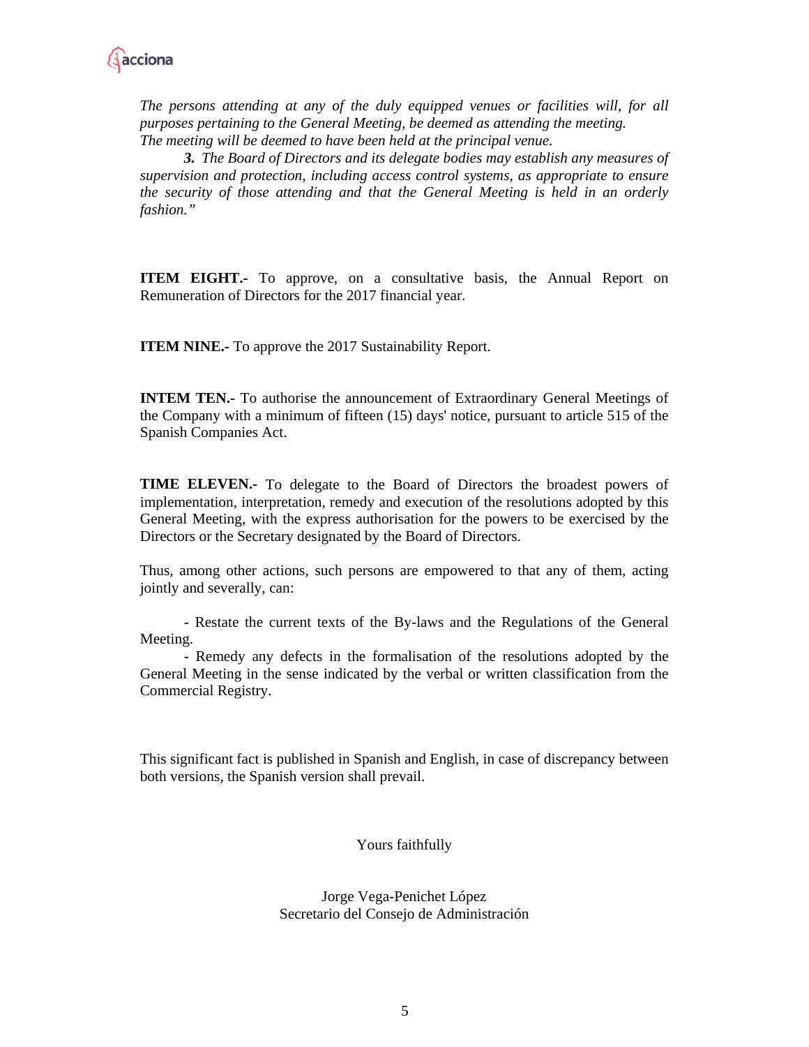*The persons attending at any of the duly equipped venues or facilities will, for all purposes pertaining to the General Meeting, be deemed as attending the meeting. The meeting will be deemed to have been held at the principal venue.*

***3.*** *The Board of Directors and its delegate bodies may establish any measures of supervision and protection, including access control systems, as appropriate to ensure the security of those attending and that the General Meeting is held in an orderly fashion."*

**ITEM EIGHT.-** To approve, on a consultative basis, the Annual Report on Remuneration of Directors for the 2017 financial year.

**ITEM NINE.-** To approve the 2017 Sustainability Report.

**INTEM TEN.-** To authorise the announcement of Extraordinary General Meetings of the Company with a minimum of fifteen (15) days' notice, pursuant to article 515 of the Spanish Companies Act.

**TIME ELEVEN.-** To delegate to the Board of Directors the broadest powers of implementation, interpretation, remedy and execution of the resolutions adopted by this General Meeting, with the express authorisation for the powers to be exercised by the Directors or the Secretary designated by the Board of Directors.

Thus, among other actions, such persons are empowered to that any of them, acting jointly and severally, can:

- Restate the current texts of the By-laws and the Regulations of the General Meeting.
- Remedy any defects in the formalisation of the resolutions adopted by the General Meeting in the sense indicated by the verbal or written classification from the Commercial Registry.

This significant fact is published in Spanish and English, in case of discrepancy between both versions, the Spanish version shall prevail.

Yours faithfully

Jorge Vega-Penichet López
Secretario del Consejo de Administración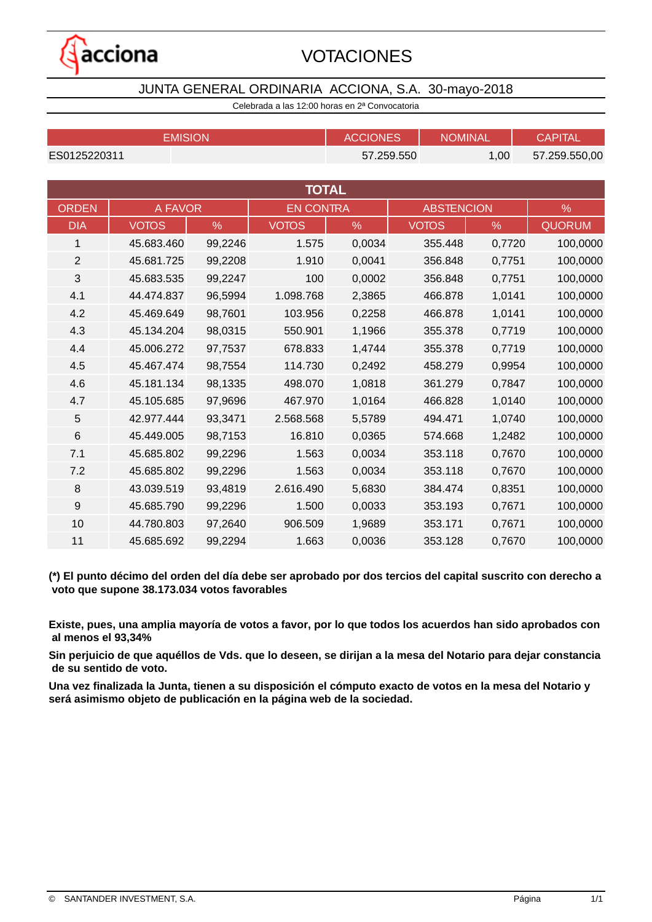# VOTACIONES

## JUNTA GENERAL ORDINARIA ACCIONA, S.A. 30-mayo-2018

Celebrada a las 12:00 horas en 2ª Convocatoria

| EMISION | | ACCIONES | NOMINAL | CAPITAL |
|---|---|---|---|---|
| ES0125220311 | | 57.259.550 | 1,00 | 57.259.550,00 |

| TOTAL | | | | | | | |
|---|---|---|---|---|---|---|---|
| ORDEN | A FAVOR | | EN CONTRA | | ABSTENCION | | % |
| DIA | VOTOS | % | VOTOS | % | VOTOS | % | QUORUM |
| 1 | 45.683.460 | 99,2246 | 1.575 | 0,0034 | 355.448 | 0,7720 | 100,0000 |
| 2 | 45.681.725 | 99,2208 | 1.910 | 0,0041 | 356.848 | 0,7751 | 100,0000 |
| 3 | 45.683.535 | 99,2247 | 100 | 0,0002 | 356.848 | 0,7751 | 100,0000 |
| 4.1 | 44.474.837 | 96,5994 | 1.098.768 | 2,3865 | 466.878 | 1,0141 | 100,0000 |
| 4.2 | 45.469.649 | 98,7601 | 103.956 | 0,2258 | 466.878 | 1,0141 | 100,0000 |
| 4.3 | 45.134.204 | 98,0315 | 550.901 | 1,1966 | 355.378 | 0,7719 | 100,0000 |
| 4.4 | 45.006.272 | 97,7537 | 678.833 | 1,4744 | 355.378 | 0,7719 | 100,0000 |
| 4.5 | 45.467.474 | 98,7554 | 114.730 | 0,2492 | 458.279 | 0,9954 | 100,0000 |
| 4.6 | 45.181.134 | 98,1335 | 498.070 | 1,0818 | 361.279 | 0,7847 | 100,0000 |
| 4.7 | 45.105.685 | 97,9696 | 467.970 | 1,0164 | 466.828 | 1,0140 | 100,0000 |
| 5 | 42.977.444 | 93,3471 | 2.568.568 | 5,5789 | 494.471 | 1,0740 | 100,0000 |
| 6 | 45.449.005 | 98,7153 | 16.810 | 0,0365 | 574.668 | 1,2482 | 100,0000 |
| 7.1 | 45.685.802 | 99,2296 | 1.563 | 0,0034 | 353.118 | 0,7670 | 100,0000 |
| 7.2 | 45.685.802 | 99,2296 | 1.563 | 0,0034 | 353.118 | 0,7670 | 100,0000 |
| 8 | 43.039.519 | 93,4819 | 2.616.490 | 5,6830 | 384.474 | 0,8351 | 100,0000 |
| 9 | 45.685.790 | 99,2296 | 1.500 | 0,0033 | 353.193 | 0,7671 | 100,0000 |
| 10 | 44.780.803 | 97,2640 | 906.509 | 1,9689 | 353.171 | 0,7671 | 100,0000 |
| 11 | 45.685.692 | 99,2294 | 1.663 | 0,0036 | 353.128 | 0,7670 | 100,0000 |

**(*) El punto décimo del orden del día debe ser aprobado por dos tercios del capital suscrito con derecho a voto que supone 38.173.034 votos favorables**

**Existe, pues, una amplia mayoría de votos a favor, por lo que todos los acuerdos han sido aprobados con al menos el 93,34%**

**Sin perjuicio de que aquéllos de Vds. que lo deseen, se dirijan a la mesa del Notario para dejar constancia de su sentido de voto.**

**Una vez finalizada la Junta, tienen a su disposición el cómputo exacto de votos en la mesa del Notario y será asimismo objeto de publicación en la página web de la sociedad.**

© SANTANDER INVESTMENT, S.A.